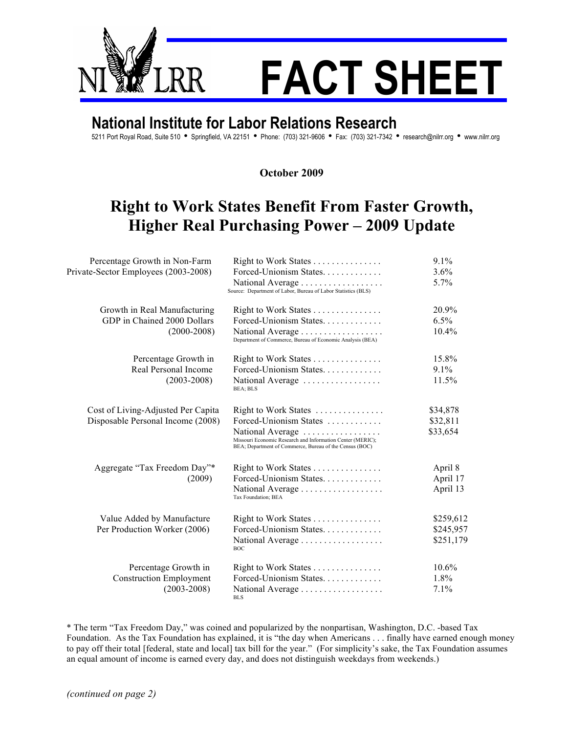# FACT SHEET

## National Institute for Labor Relations Research

5211 Port Royal Road, Suite 510 • Springfield, VA 22151 • Phone: (703) 321-9606 • Fax: (703) 321-7342 • research@nilrr.org • www.nilrr.org

**October 2009**

# Right to Work States Benefit From Faster Growth, Higher Real Purchasing Power – 2009 Update

| Measure | Category | Value |
|---|---|---|
| Percentage Growth in Non-Farm Private-Sector Employees (2003-2008) | Right to Work States | 9.1% |
| | Forced-Unionism States | 3.6% |
| | National Average | 5.7% |
| | Source: Department of Labor, Bureau of Labor Statistics (BLS) | |
| Growth in Real Manufacturing GDP in Chained 2000 Dollars (2000-2008) | Right to Work States | 20.9% |
| | Forced-Unionism States | 6.5% |
| | National Average | 10.4% |
| | Department of Commerce, Bureau of Economic Analysis (BEA) | |
| Percentage Growth in Real Personal Income (2003-2008) | Right to Work States | 15.8% |
| | Forced-Unionism States | 9.1% |
| | National Average | 11.5% |
| | BEA; BLS | |
| Cost of Living-Adjusted Per Capita Disposable Personal Income (2008) | Right to Work States | $34,878 |
| | Forced-Unionism States | $32,811 |
| | National Average | $33,654 |
| | Missouri Economic Research and Information Center (MERIC); BEA; Department of Commerce, Bureau of the Census (BOC) | |
| Aggregate "Tax Freedom Day"* (2009) | Right to Work States | April 8 |
| | Forced-Unionism States | April 17 |
| | National Average | April 13 |
| | Tax Foundation; BEA | |
| Value Added by Manufacture Per Production Worker (2006) | Right to Work States | $259,612 |
| | Forced-Unionism States | $245,957 |
| | National Average | $251,179 |
| | BOC | |
| Percentage Growth in Construction Employment (2003-2008) | Right to Work States | 10.6% |
| | Forced-Unionism States | 1.8% |
| | National Average | 7.1% |
| | BLS | |

* The term "Tax Freedom Day," was coined and popularized by the nonpartisan, Washington, D.C. -based Tax Foundation. As the Tax Foundation has explained, it is "the day when Americans . . . finally have earned enough money to pay off their total [federal, state and local] tax bill for the year." (For simplicity's sake, the Tax Foundation assumes an equal amount of income is earned every day, and does not distinguish weekdays from weekends.)

*(continued on page 2)*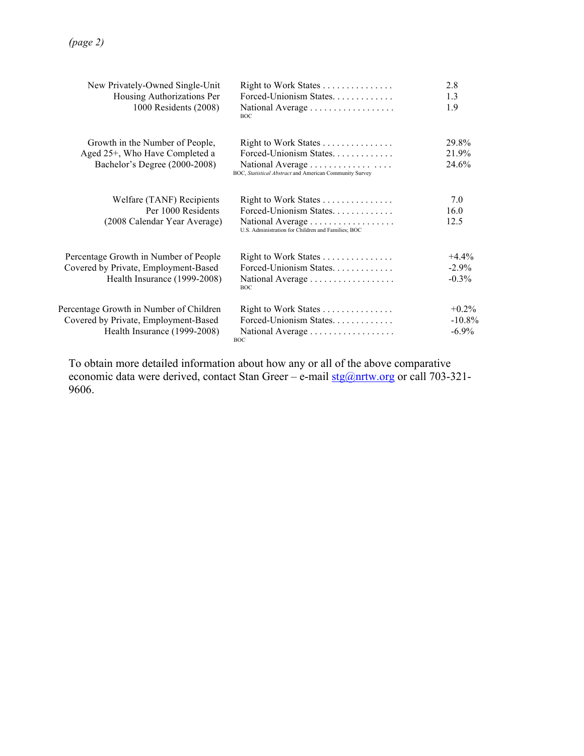*(page 2)*

| | | |
|---|---|---|
| New Privately-Owned Single-Unit Housing Authorizations Per 1000 Residents (2008) | Right to Work States . . . . . . . . . . . . . . . | 2.8 |
| | Forced-Unionism States. . . . . . . . . . . . . | 1.3 |
| | National Average . . . . . . . . . . . . . . . . . . | 1.9 |
| | BOC | |
| Growth in the Number of People, Aged 25+, Who Have Completed a Bachelor's Degree (2000-2008) | Right to Work States . . . . . . . . . . . . . . . | 29.8% |
| | Forced-Unionism States. . . . . . . . . . . . . | 21.9% |
| | National Average . . . . . . . . . . . . . . . . . . | 24.6% |
| | BOC, *Statistical Abstract* and American Community Survey | |
| Welfare (TANF) Recipients Per 1000 Residents (2008 Calendar Year Average) | Right to Work States . . . . . . . . . . . . . . . | 7.0 |
| | Forced-Unionism States. . . . . . . . . . . . . | 16.0 |
| | National Average . . . . . . . . . . . . . . . . . . | 12.5 |
| | U.S. Administration for Children and Families; BOC | |
| Percentage Growth in Number of People Covered by Private, Employment-Based Health Insurance (1999-2008) | Right to Work States . . . . . . . . . . . . . . . | +4.4% |
| | Forced-Unionism States. . . . . . . . . . . . . | -2.9% |
| | National Average . . . . . . . . . . . . . . . . . . | -0.3% |
| | BOC | |
| Percentage Growth in Number of Children Covered by Private, Employment-Based Health Insurance (1999-2008) | Right to Work States . . . . . . . . . . . . . . . | +0.2% |
| | Forced-Unionism States. . . . . . . . . . . . . | -10.8% |
| | National Average . . . . . . . . . . . . . . . . . . | -6.9% |
| | BOC | |

To obtain more detailed information about how any or all of the above comparative economic data were derived, contact Stan Greer – e-mail stg@nrtw.org or call 703-321-9606.